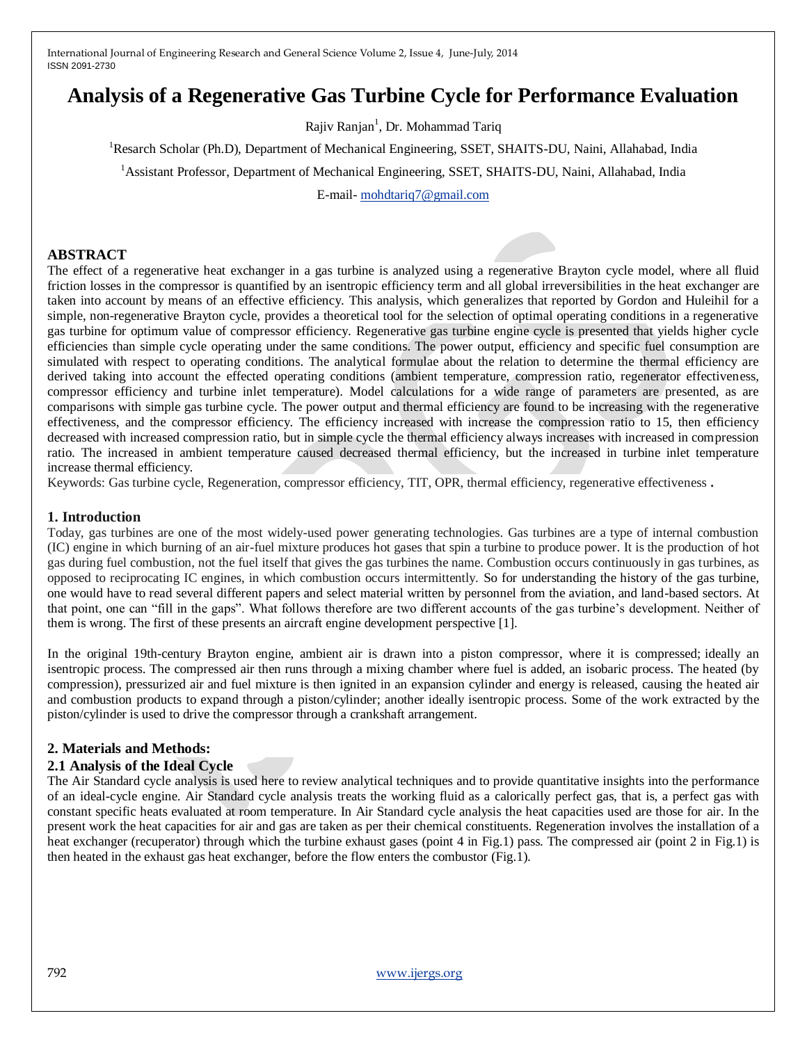# Analysis of a Regenerative Gas Turbine Cycle for Performance Evaluation

Rajiv Ranjan[1], Dr. Mohammad Tariq

[1]Resarch Scholar (Ph.D), Department of Mechanical Engineering, SSET, SHAITS-DU, Naini, Allahabad, India

[1]Assistant Professor, Department of Mechanical Engineering, SSET, SHAITS-DU, Naini, Allahabad, India

E-mail- mohdtariq7@gmail.com

## ABSTRACT

The effect of a regenerative heat exchanger in a gas turbine is analyzed using a regenerative Brayton cycle model, where all fluid friction losses in the compressor is quantified by an isentropic efficiency term and all global irreversibilities in the heat exchanger are taken into account by means of an effective efficiency. This analysis, which generalizes that reported by Gordon and Huleihil for a simple, non-regenerative Brayton cycle, provides a theoretical tool for the selection of optimal operating conditions in a regenerative gas turbine for optimum value of compressor efficiency. Regenerative gas turbine engine cycle is presented that yields higher cycle efficiencies than simple cycle operating under the same conditions. The power output, efficiency and specific fuel consumption are simulated with respect to operating conditions. The analytical formulae about the relation to determine the thermal efficiency are derived taking into account the effected operating conditions (ambient temperature, compression ratio, regenerator effectiveness, compressor efficiency and turbine inlet temperature). Model calculations for a wide range of parameters are presented, as are comparisons with simple gas turbine cycle. The power output and thermal efficiency are found to be increasing with the regenerative effectiveness, and the compressor efficiency. The efficiency increased with increase the compression ratio to 15, then efficiency decreased with increased compression ratio, but in simple cycle the thermal efficiency always increases with increased in compression ratio. The increased in ambient temperature caused decreased thermal efficiency, but the increased in turbine inlet temperature increase thermal efficiency.

Keywords: Gas turbine cycle, Regeneration, compressor efficiency, TIT, OPR, thermal efficiency, regenerative effectiveness **.**

## 1. Introduction

Today, gas turbines are one of the most widely-used power generating technologies. Gas turbines are a type of internal combustion (IC) engine in which burning of an air-fuel mixture produces hot gases that spin a turbine to produce power. It is the production of hot gas during fuel combustion, not the fuel itself that gives the gas turbines the name. Combustion occurs continuously in gas turbines, as opposed to reciprocating IC engines, in which combustion occurs intermittently. So for understanding the history of the gas turbine, one would have to read several different papers and select material written by personnel from the aviation, and land-based sectors. At that point, one can "fill in the gaps". What follows therefore are two different accounts of the gas turbine's development. Neither of them is wrong. The first of these presents an aircraft engine development perspective [1].

In the original 19th-century Brayton engine, ambient air is drawn into a piston compressor, where it is compressed; ideally an isentropic process. The compressed air then runs through a mixing chamber where fuel is added, an isobaric process. The heated (by compression), pressurized air and fuel mixture is then ignited in an expansion cylinder and energy is released, causing the heated air and combustion products to expand through a piston/cylinder; another ideally isentropic process. Some of the work extracted by the piston/cylinder is used to drive the compressor through a crankshaft arrangement.

## 2. Materials and Methods:

### 2.1 Analysis of the Ideal Cycle

The Air Standard cycle analysis is used here to review analytical techniques and to provide quantitative insights into the performance of an ideal-cycle engine. Air Standard cycle analysis treats the working fluid as a calorically perfect gas, that is, a perfect gas with constant specific heats evaluated at room temperature. In Air Standard cycle analysis the heat capacities used are those for air. In the present work the heat capacities for air and gas are taken as per their chemical constituents. Regeneration involves the installation of a heat exchanger (recuperator) through which the turbine exhaust gases (point 4 in Fig.1) pass. The compressed air (point 2 in Fig.1) is then heated in the exhaust gas heat exchanger, before the flow enters the combustor (Fig.1).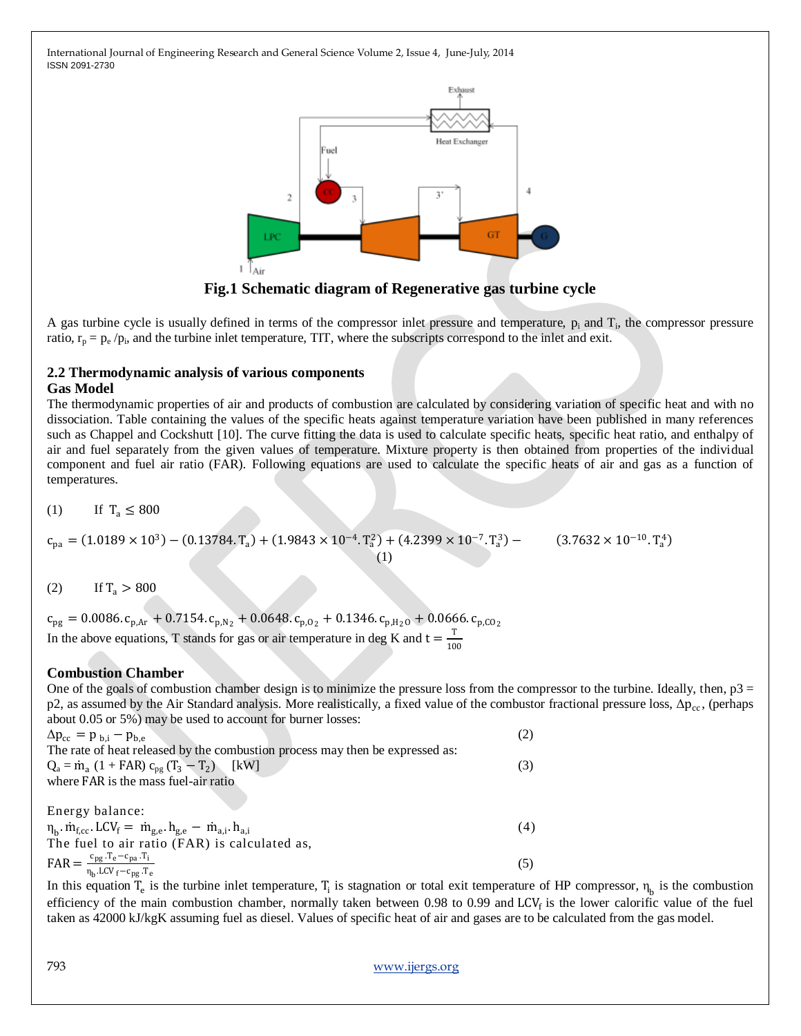**Fig.1 Schematic diagram of Regenerative gas turbine cycle**

A gas turbine cycle is usually defined in terms of the compressor inlet pressure and temperature, $p_i$ and $T_i$, the compressor pressure ratio, $r_p = p_e / p_i$, and the turbine inlet temperature, TIT, where the subscripts correspond to the inlet and exit.

## 2.2 Thermodynamic analysis of various components

### Gas Model

The thermodynamic properties of air and products of combustion are calculated by considering variation of specific heat and with no dissociation. Table containing the values of the specific heats against temperature variation have been published in many references such as Chappel and Cockshutt [10]. The curve fitting the data is used to calculate specific heats, specific heat ratio, and enthalpy of air and fuel separately from the given values of temperature. Mixture property is then obtained from properties of the individual component and fuel air ratio (FAR). Following equations are used to calculate the specific heats of air and gas as a function of temperatures.

(1) If $T_a \leq 800$

$$c_{pa} = (1.0189 \times 10^3) - (0.13784.T_a) + (1.9843 \times 10^{-4}.T_a^2) + (4.2399 \times 10^{-7}.T_a^3) - (3.7632 \times 10^{-10}.T_a^4) \quad (1)$$

(2) If $T_a > 800$

$$c_{pg} = 0.0086.c_{p,Ar} + 0.7154.c_{p,N_2} + 0.0648.c_{p,O_2} + 0.1346.c_{p,H_2O} + 0.0666.c_{p,CO_2}$$

In the above equations, T stands for gas or air temperature in deg K and $t = \frac{T}{100}$

### Combustion Chamber

One of the goals of combustion chamber design is to minimize the pressure loss from the compressor to the turbine. Ideally, then, p3 = p2, as assumed by the Air Standard analysis. More realistically, a fixed value of the combustor fractional pressure loss, $\Delta p_{cc}$, (perhaps about 0.05 or 5%) may be used to account for burner losses:

$$\Delta p_{cc} = p_{b,i} - p_{b,e} \quad (2)$$

The rate of heat released by the combustion process may then be expressed as:

$$Q_a = \dot{m}_a \,(1 + FAR)\, c_{pg}\,(T_3 - T_2) \quad [kW] \quad (3)$$

where FAR is the mass fuel-air ratio

Energy balance:

$$\eta_b.\dot{m}_{f,cc}.LCV_f = \dot{m}_{g,e}.h_{g,e} - \dot{m}_{a,i}.h_{a,i} \quad (4)$$

The fuel to air ratio (FAR) is calculated as,

$$FAR = \frac{c_{pg}.T_e - c_{pa}.T_i}{\eta_b.LCV_f - c_{pg}.T_e} \quad (5)$$

In this equation $T_e$ is the turbine inlet temperature, $T_i$ is stagnation or total exit temperature of HP compressor, $\eta_b$ is the combustion efficiency of the main combustion chamber, normally taken between 0.98 to 0.99 and $LCV_f$ is the lower calorific value of the fuel taken as 42000 kJ/kgK assuming fuel as diesel. Values of specific heat of air and gases are to be calculated from the gas model.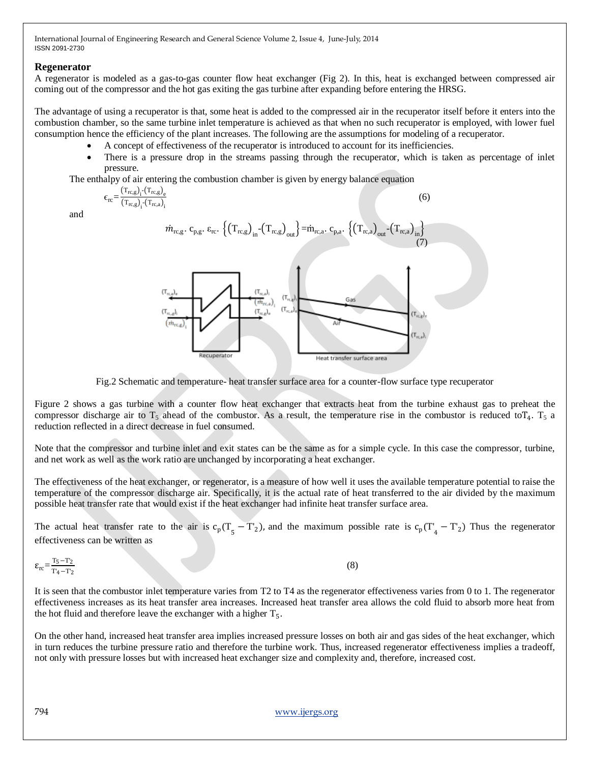### Regenerator

A regenerator is modeled as a gas-to-gas counter flow heat exchanger (Fig 2). In this, heat is exchanged between compressed air coming out of the compressor and the hot gas exiting the gas turbine after expanding before entering the HRSG.

The advantage of using a recuperator is that, some heat is added to the compressed air in the recuperator itself before it enters into the combustion chamber, so the same turbine inlet temperature is achieved as that when no such recuperator is employed, with lower fuel consumption hence the efficiency of the plant increases. The following are the assumptions for modeling of a recuperator.

- A concept of effectiveness of the recuperator is introduced to account for its inefficiencies.
- There is a pressure drop in the streams passing through the recuperator, which is taken as percentage of inlet pressure.

The enthalpy of air entering the combustion chamber is given by energy balance equation

$$\epsilon_{rc} = \frac{(T_{rc,g})_i - (T_{rc,g})_e}{(T_{rc,g})_i - (T_{rc,a})_i} \tag{6}$$

and

$$\dot{m}_{rc,g} \cdot c_{p,g} \cdot \epsilon_{rc} \cdot \left\{ (T_{rc,g})_{in} - (T_{rc,g})_{out} \right\} = \dot{m}_{rc,a} \cdot c_{p,a} \cdot \left\{ (T_{rc,a})_{out} - (T_{rc,a})_{in} \right\} \tag{7}$$

Fig.2 Schematic and temperature- heat transfer surface area for a counter-flow surface type recuperator

Figure 2 shows a gas turbine with a counter flow heat exchanger that extracts heat from the turbine exhaust gas to preheat the compressor discharge air to $T_5$ ahead of the combustor. As a result, the temperature rise in the combustor is reduced to$T_4$. $T_5$ a reduction reflected in a direct decrease in fuel consumed.

Note that the compressor and turbine inlet and exit states can be the same as for a simple cycle. In this case the compressor, turbine, and net work as well as the work ratio are unchanged by incorporating a heat exchanger.

The effectiveness of the heat exchanger, or regenerator, is a measure of how well it uses the available temperature potential to raise the temperature of the compressor discharge air. Specifically, it is the actual rate of heat transferred to the air divided by the maximum possible heat transfer rate that would exist if the heat exchanger had infinite heat transfer surface area.

The actual heat transfer rate to the air is $c_p(T_5 - T'_2)$, and the maximum possible rate is $c_p(T'_4 - T'_2)$ Thus the regenerator effectiveness can be written as

$$\epsilon_{rc} = \frac{T_5 - T'_2}{T'_4 - T'_2} \tag{8}$$

It is seen that the combustor inlet temperature varies from T2 to T4 as the regenerator effectiveness varies from 0 to 1. The regenerator effectiveness increases as its heat transfer area increases. Increased heat transfer area allows the cold fluid to absorb more heat from the hot fluid and therefore leave the exchanger with a higher $T_5$.

On the other hand, increased heat transfer area implies increased pressure losses on both air and gas sides of the heat exchanger, which in turn reduces the turbine pressure ratio and therefore the turbine work. Thus, increased regenerator effectiveness implies a tradeoff, not only with pressure losses but with increased heat exchanger size and complexity and, therefore, increased cost.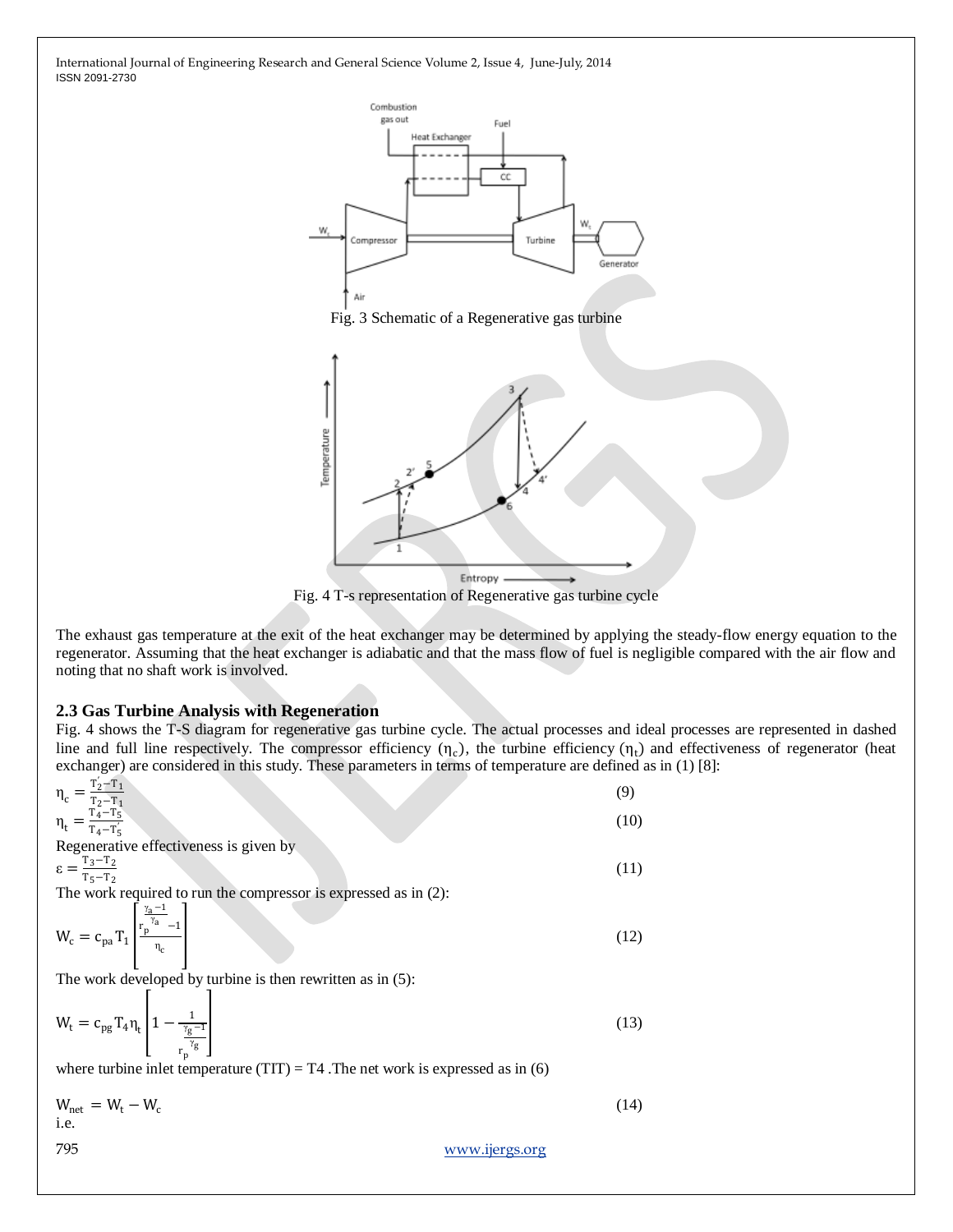Fig. 3 Schematic of a Regenerative gas turbine

Fig. 4 T-s representation of Regenerative gas turbine cycle

The exhaust gas temperature at the exit of the heat exchanger may be determined by applying the steady-flow energy equation to the regenerator. Assuming that the heat exchanger is adiabatic and that the mass flow of fuel is negligible compared with the air flow and noting that no shaft work is involved.

### 2.3 Gas Turbine Analysis with Regeneration

Fig. 4 shows the T-S diagram for regenerative gas turbine cycle. The actual processes and ideal processes are represented in dashed line and full line respectively. The compressor efficiency ($\eta_c$), the turbine efficiency ($\eta_t$) and effectiveness of regenerator (heat exchanger) are considered in this study. These parameters in terms of temperature are defined as in (1) [8]:

$$\eta_c = \frac{T_2' - T_1}{T_2 - T_1} \tag{9}$$

$$\eta_t = \frac{T_4 - T_5}{T_4 - T_5'} \tag{10}$$

Regenerative effectiveness is given by

$$\varepsilon = \frac{T_3 - T_2}{T_5 - T_2} \tag{11}$$

The work required to run the compressor is expressed as in (2):

$$W_c = c_{pa} T_1 \left[ \frac{r_p^{\frac{\gamma_a - 1}{\gamma_a}} - 1}{\eta_c} \right] \tag{12}$$

The work developed by turbine is then rewritten as in (5):

$$W_t = c_{pg} T_4 \eta_t \left[ 1 - \frac{1}{r_p^{\frac{\gamma_g - 1}{\gamma_g}}} \right] \tag{13}$$

where turbine inlet temperature (TIT) = T4 .The net work is expressed as in (6)

$$W_{net} = W_t - W_c \tag{14}$$

i.e.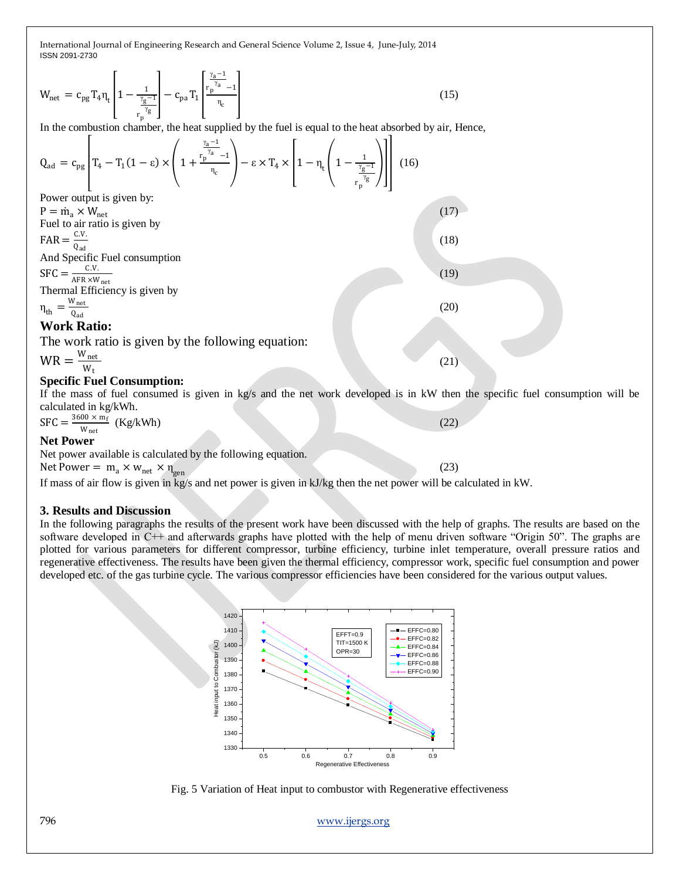$$W_{net} = c_{pg} T_4 \eta_t \left[1 - \frac{1}{r_p^{\frac{\gamma_g - 1}{\gamma_g}}}\right] - c_{pa} T_1 \left[\frac{r_p^{\frac{\gamma_a - 1}{\gamma_a}} - 1}{\eta_c}\right] \quad (15)$$

In the combustion chamber, the heat supplied by the fuel is equal to the heat absorbed by air, Hence,

$$Q_{ad} = c_{pg} \left[T_4 - T_1 (1 - \varepsilon) \times \left(1 + \frac{r_p^{\frac{\gamma_a - 1}{\gamma_a}} - 1}{\eta_c}\right) - \varepsilon \times T_4 \times \left[1 - \eta_t \left(1 - \frac{1}{r_p^{\frac{\gamma_g - 1}{\gamma_g}}}\right)\right]\right] \quad (16)$$

Power output is given by:

$$P = \dot{m}_a \times W_{net} \quad (17)$$

Fuel to air ratio is given by

$$FAR = \frac{C.V.}{Q_{ad}} \quad (18)$$

And Specific Fuel consumption

$$SFC = \frac{C.V.}{AFR \times W_{net}} \quad (19)$$

Thermal Efficiency is given by

$$\eta_{th} = \frac{W_{net}}{Q_{ad}} \quad (20)$$

**Work Ratio:**

The work ratio is given by the following equation:

$$WR = \frac{W_{net}}{W_t} \quad (21)$$

**Specific Fuel Consumption:**

If the mass of fuel consumed is given in kg/s and the net work developed is in kW then the specific fuel consumption will be calculated in kg/kWh.

$$SFC = \frac{3600 \times m_f}{W_{net}} \text{ (Kg/kWh)} \quad (22)$$

**Net Power**

Net power available is calculated by the following equation.

$$\text{Net Power} = m_a \times w_{net} \times \eta_{gen} \quad (23)$$

If mass of air flow is given in kg/s and net power is given in kJ/kg then the net power will be calculated in kW.

## 3. Results and Discussion

In the following paragraphs the results of the present work have been discussed with the help of graphs. The results are based on the software developed in C++ and afterwards graphs have plotted with the help of menu driven software "Origin 50". The graphs are plotted for various parameters for different compressor, turbine efficiency, turbine inlet temperature, overall pressure ratios and regenerative effectiveness. The results have been given the thermal efficiency, compressor work, specific fuel consumption and power developed etc. of the gas turbine cycle. The various compressor efficiencies have been considered for the various output values.

Fig. 5 Variation of Heat input to combustor with Regenerative effectiveness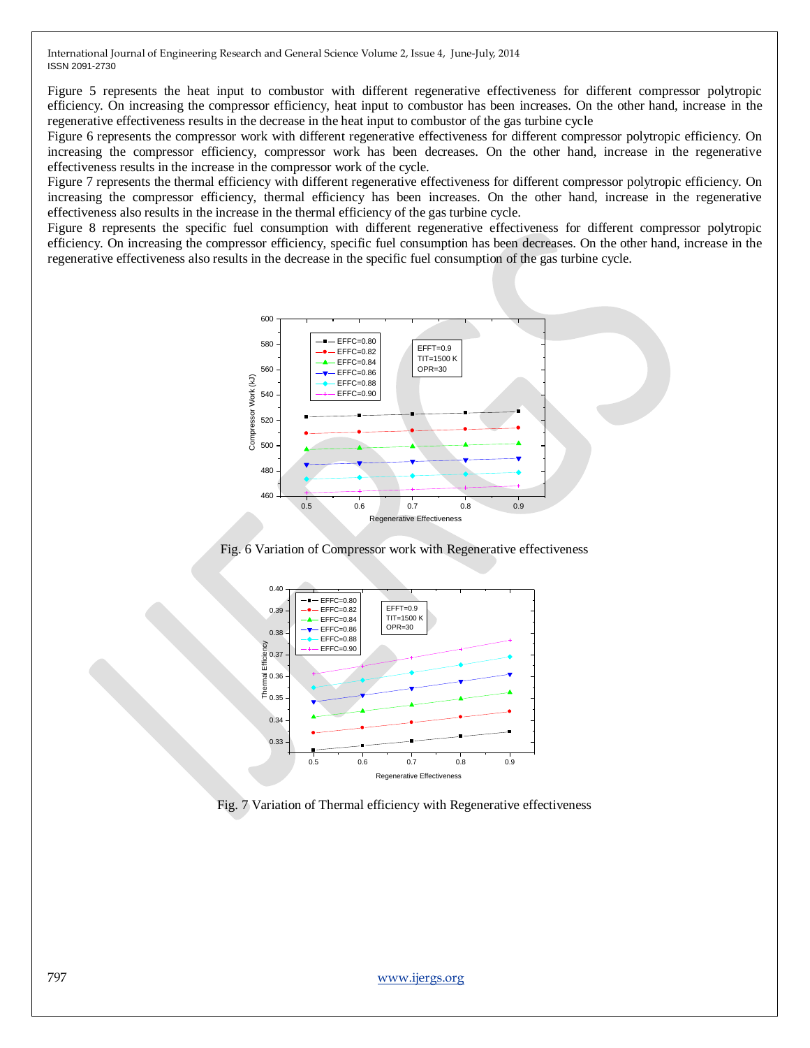Figure 5 represents the heat input to combustor with different regenerative effectiveness for different compressor polytropic efficiency. On increasing the compressor efficiency, heat input to combustor has been increases. On the other hand, increase in the regenerative effectiveness results in the decrease in the heat input to combustor of the gas turbine cycle

Figure 6 represents the compressor work with different regenerative effectiveness for different compressor polytropic efficiency. On increasing the compressor efficiency, compressor work has been decreases. On the other hand, increase in the regenerative effectiveness results in the increase in the compressor work of the cycle.

Figure 7 represents the thermal efficiency with different regenerative effectiveness for different compressor polytropic efficiency. On increasing the compressor efficiency, thermal efficiency has been increases. On the other hand, increase in the regenerative effectiveness also results in the increase in the thermal efficiency of the gas turbine cycle.

Figure 8 represents the specific fuel consumption with different regenerative effectiveness for different compressor polytropic efficiency. On increasing the compressor efficiency, specific fuel consumption has been decreases. On the other hand, increase in the regenerative effectiveness also results in the decrease in the specific fuel consumption of the gas turbine cycle.

Fig. 6 Variation of Compressor work with Regenerative effectiveness

Fig. 7 Variation of Thermal efficiency with Regenerative effectiveness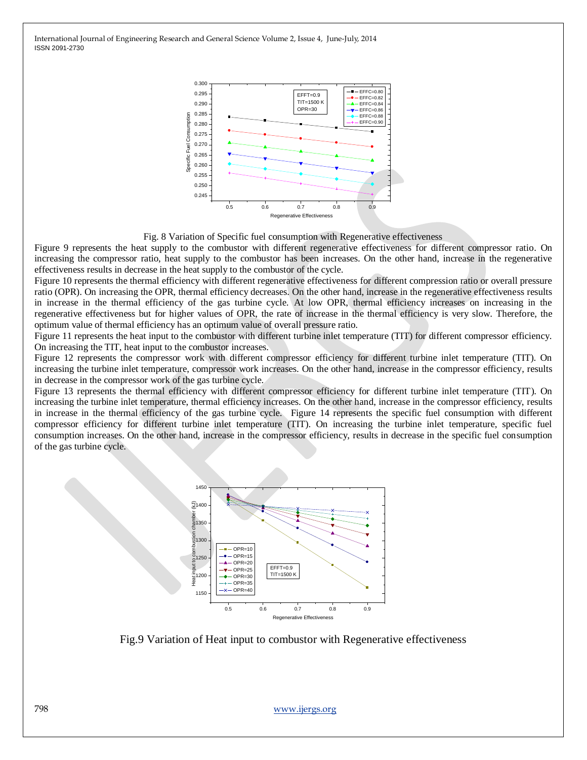Fig. 8 Variation of Specific fuel consumption with Regenerative effectiveness

Figure 9 represents the heat supply to the combustor with different regenerative effectiveness for different compressor ratio. On increasing the compressor ratio, heat supply to the combustor has been increases. On the other hand, increase in the regenerative effectiveness results in decrease in the heat supply to the combustor of the cycle.

Figure 10 represents the thermal efficiency with different regenerative effectiveness for different compression ratio or overall pressure ratio (OPR). On increasing the OPR, thermal efficiency decreases. On the other hand, increase in the regenerative effectiveness results in increase in the thermal efficiency of the gas turbine cycle. At low OPR, thermal efficiency increases on increasing in the regenerative effectiveness but for higher values of OPR, the rate of increase in the thermal efficiency is very slow. Therefore, the optimum value of thermal efficiency has an optimum value of overall pressure ratio.

Figure 11 represents the heat input to the combustor with different turbine inlet temperature (TIT) for different compressor efficiency. On increasing the TIT, heat input to the combustor increases.

Figure 12 represents the compressor work with different compressor efficiency for different turbine inlet temperature (TIT). On increasing the turbine inlet temperature, compressor work increases. On the other hand, increase in the compressor efficiency, results in decrease in the compressor work of the gas turbine cycle.

Figure 13 represents the thermal efficiency with different compressor efficiency for different turbine inlet temperature (TIT). On increasing the turbine inlet temperature, thermal efficiency increases. On the other hand, increase in the compressor efficiency, results in increase in the thermal efficiency of the gas turbine cycle. Figure 14 represents the specific fuel consumption with different compressor efficiency for different turbine inlet temperature (TIT). On increasing the turbine inlet temperature, specific fuel consumption increases. On the other hand, increase in the compressor efficiency, results in decrease in the specific fuel consumption of the gas turbine cycle.

Fig.9 Variation of Heat input to combustor with Regenerative effectiveness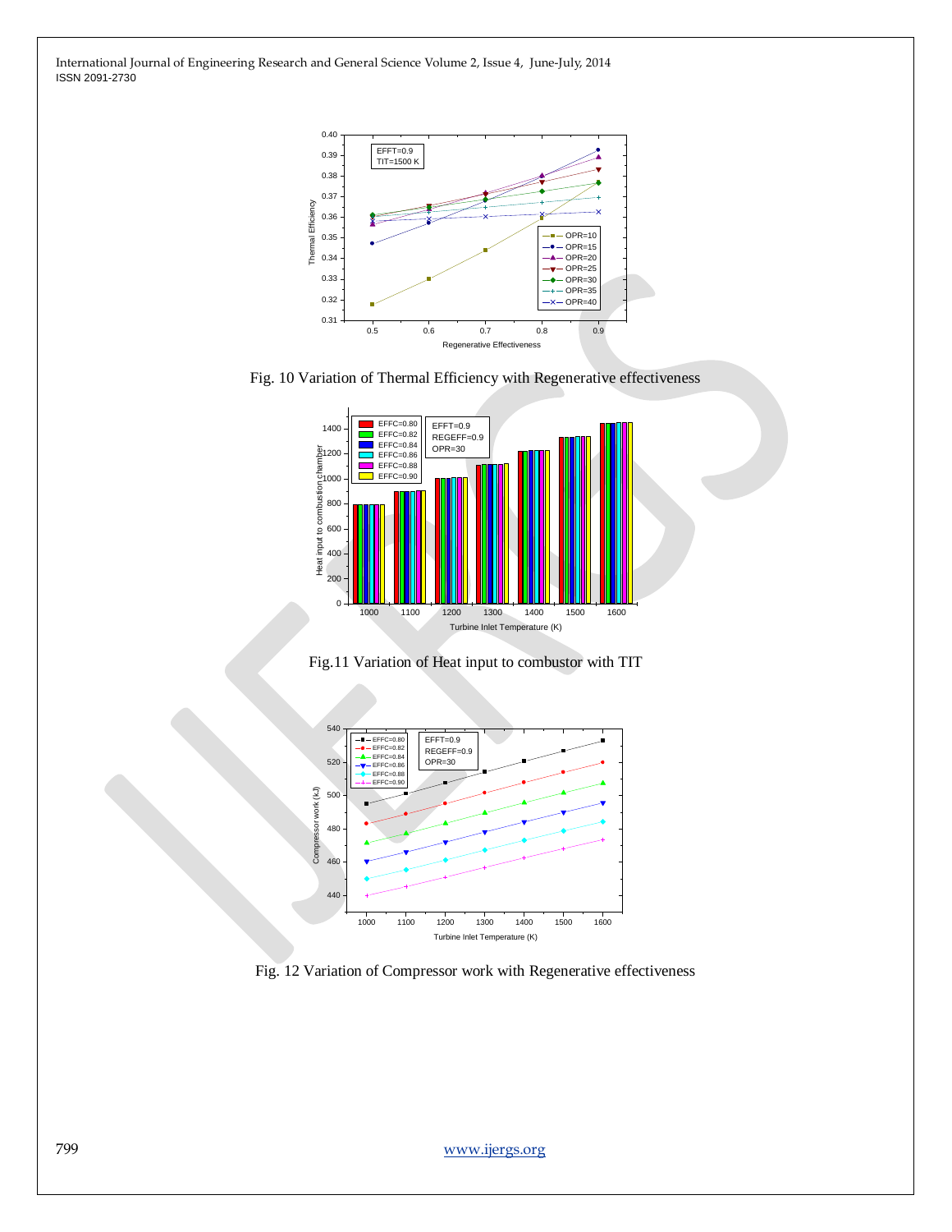Fig. 10 Variation of Thermal Efficiency with Regenerative effectiveness

Fig.11 Variation of Heat input to combustor with TIT

Fig. 12 Variation of Compressor work with Regenerative effectiveness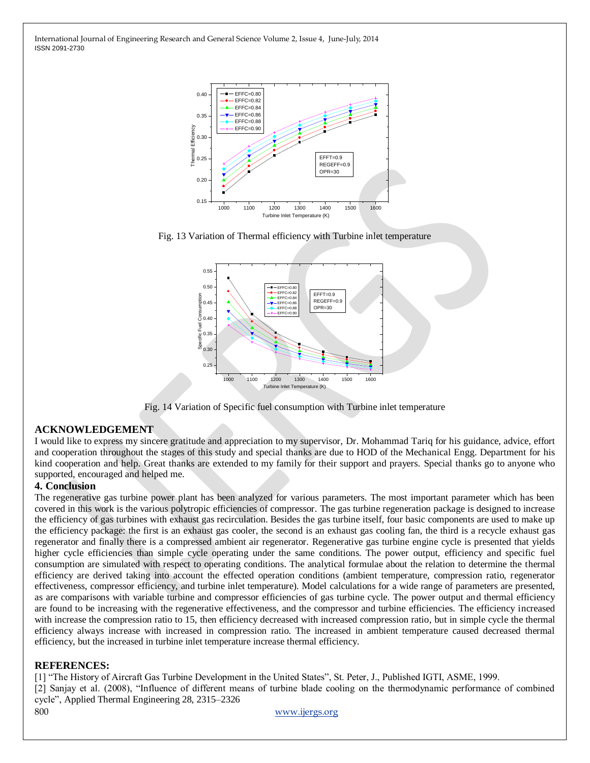Fig. 13 Variation of Thermal efficiency with Turbine inlet temperature

Fig. 14 Variation of Specific fuel consumption with Turbine inlet temperature

## ACKNOWLEDGEMENT

I would like to express my sincere gratitude and appreciation to my supervisor, Dr. Mohammad Tariq for his guidance, advice, effort and cooperation throughout the stages of this study and special thanks are due to HOD of the Mechanical Engg. Department for his kind cooperation and help. Great thanks are extended to my family for their support and prayers. Special thanks go to anyone who supported, encouraged and helped me.

## 4. Conclusion

The regenerative gas turbine power plant has been analyzed for various parameters. The most important parameter which has been covered in this work is the various polytropic efficiencies of compressor. The gas turbine regeneration package is designed to increase the efficiency of gas turbines with exhaust gas recirculation. Besides the gas turbine itself, four basic components are used to make up the efficiency package: the first is an exhaust gas cooler, the second is an exhaust gas cooling fan, the third is a recycle exhaust gas regenerator and finally there is a compressed ambient air regenerator. Regenerative gas turbine engine cycle is presented that yields higher cycle efficiencies than simple cycle operating under the same conditions. The power output, efficiency and specific fuel consumption are simulated with respect to operating conditions. The analytical formulae about the relation to determine the thermal efficiency are derived taking into account the effected operation conditions (ambient temperature, compression ratio, regenerator effectiveness, compressor efficiency, and turbine inlet temperature). Model calculations for a wide range of parameters are presented, as are comparisons with variable turbine and compressor efficiencies of gas turbine cycle. The power output and thermal efficiency are found to be increasing with the regenerative effectiveness, and the compressor and turbine efficiencies. The efficiency increased with increase the compression ratio to 15, then efficiency decreased with increased compression ratio, but in simple cycle the thermal efficiency always increase with increased in compression ratio. The increased in ambient temperature caused decreased thermal efficiency, but the increased in turbine inlet temperature increase thermal efficiency.

## REFERENCES:

[1] "The History of Aircraft Gas Turbine Development in the United States", St. Peter, J., Published IGTI, ASME, 1999.

[2] Sanjay et al. (2008), "Influence of different means of turbine blade cooling on the thermodynamic performance of combined cycle", Applied Thermal Engineering 28, 2315–2326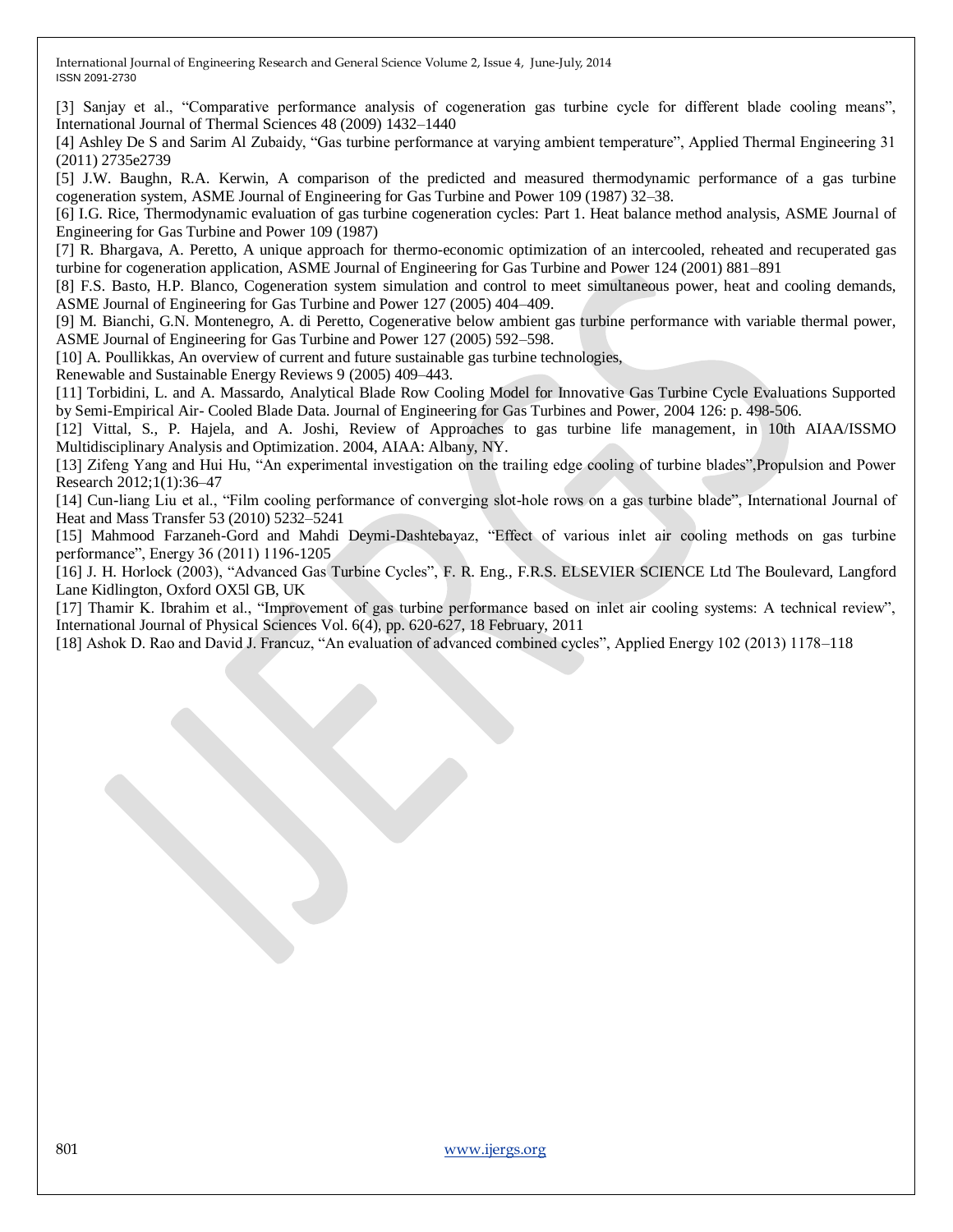[3] Sanjay et al., "Comparative performance analysis of cogeneration gas turbine cycle for different blade cooling means", International Journal of Thermal Sciences 48 (2009) 1432–1440

[4] Ashley De S and Sarim Al Zubaidy, "Gas turbine performance at varying ambient temperature", Applied Thermal Engineering 31 (2011) 2735e2739

[5] J.W. Baughn, R.A. Kerwin, A comparison of the predicted and measured thermodynamic performance of a gas turbine cogeneration system, ASME Journal of Engineering for Gas Turbine and Power 109 (1987) 32–38.

[6] I.G. Rice, Thermodynamic evaluation of gas turbine cogeneration cycles: Part 1. Heat balance method analysis, ASME Journal of Engineering for Gas Turbine and Power 109 (1987)

[7] R. Bhargava, A. Peretto, A unique approach for thermo-economic optimization of an intercooled, reheated and recuperated gas turbine for cogeneration application, ASME Journal of Engineering for Gas Turbine and Power 124 (2001) 881–891

[8] F.S. Basto, H.P. Blanco, Cogeneration system simulation and control to meet simultaneous power, heat and cooling demands, ASME Journal of Engineering for Gas Turbine and Power 127 (2005) 404–409.

[9] M. Bianchi, G.N. Montenegro, A. di Peretto, Cogenerative below ambient gas turbine performance with variable thermal power, ASME Journal of Engineering for Gas Turbine and Power 127 (2005) 592–598.

[10] A. Poullikkas, An overview of current and future sustainable gas turbine technologies,
Renewable and Sustainable Energy Reviews 9 (2005) 409–443.

[11] Torbidini, L. and A. Massardo, Analytical Blade Row Cooling Model for Innovative Gas Turbine Cycle Evaluations Supported by Semi-Empirical Air- Cooled Blade Data. Journal of Engineering for Gas Turbines and Power, 2004 126: p. 498-506.

[12] Vittal, S., P. Hajela, and A. Joshi, Review of Approaches to gas turbine life management, in 10th AIAA/ISSMO Multidisciplinary Analysis and Optimization. 2004, AIAA: Albany, NY.

[13] Zifeng Yang and Hui Hu, "An experimental investigation on the trailing edge cooling of turbine blades",Propulsion and Power Research 2012;1(1):36–47

[14] Cun-liang Liu et al., "Film cooling performance of converging slot-hole rows on a gas turbine blade", International Journal of Heat and Mass Transfer 53 (2010) 5232–5241

[15] Mahmood Farzaneh-Gord and Mahdi Deymi-Dashtebayaz, "Effect of various inlet air cooling methods on gas turbine performance", Energy 36 (2011) 1196-1205

[16] J. H. Horlock (2003), "Advanced Gas Turbine Cycles", F. R. Eng., F.R.S. ELSEVIER SCIENCE Ltd The Boulevard, Langford Lane Kidlington, Oxford OX5l GB, UK

[17] Thamir K. Ibrahim et al., "Improvement of gas turbine performance based on inlet air cooling systems: A technical review", International Journal of Physical Sciences Vol. 6(4), pp. 620-627, 18 February, 2011

[18] Ashok D. Rao and David J. Francuz, "An evaluation of advanced combined cycles", Applied Energy 102 (2013) 1178–118